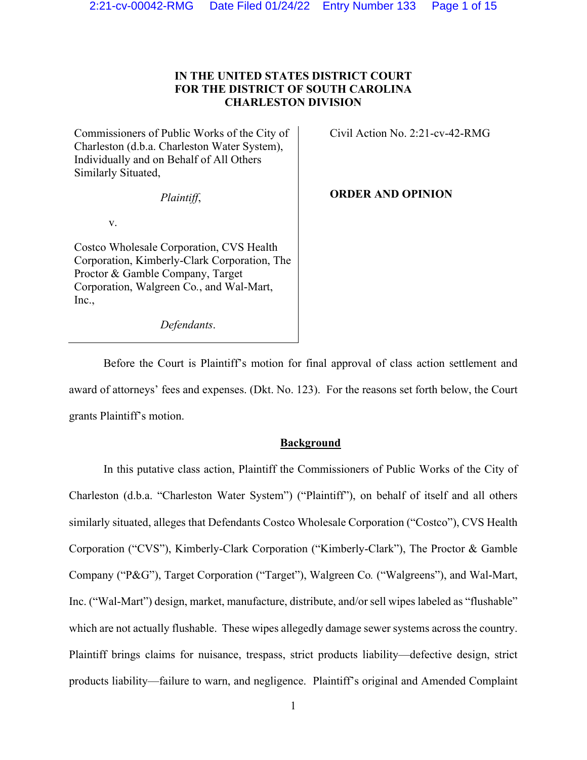**IN THE UNITED STATES DISTRICT COURT**
**FOR THE DISTRICT OF SOUTH CAROLINA**
**CHARLESTON DIVISION**

| | |
|---|---|
| Commissioners of Public Works of the City of Charleston (d.b.a. Charleston Water System), Individually and on Behalf of All Others Similarly Situated,<br><br>*Plaintiff*,<br><br>v.<br><br>Costco Wholesale Corporation, CVS Health Corporation, Kimberly-Clark Corporation, The Proctor & Gamble Company, Target Corporation, Walgreen Co., and Wal-Mart, Inc.,<br><br>*Defendants*. | Civil Action No. 2:21-cv-42-RMG<br><br>**ORDER AND OPINION** |

Before the Court is Plaintiff's motion for final approval of class action settlement and award of attorneys' fees and expenses. (Dkt. No. 123). For the reasons set forth below, the Court grants Plaintiff's motion.

## Background

In this putative class action, Plaintiff the Commissioners of Public Works of the City of Charleston (d.b.a. "Charleston Water System") ("Plaintiff"), on behalf of itself and all others similarly situated, alleges that Defendants Costco Wholesale Corporation ("Costco"), CVS Health Corporation ("CVS"), Kimberly-Clark Corporation ("Kimberly-Clark"), The Proctor & Gamble Company ("P&G"), Target Corporation ("Target"), Walgreen Co. ("Walgreens"), and Wal-Mart, Inc. ("Wal-Mart") design, market, manufacture, distribute, and/or sell wipes labeled as "flushable" which are not actually flushable. These wipes allegedly damage sewer systems across the country. Plaintiff brings claims for nuisance, trespass, strict products liability—defective design, strict products liability—failure to warn, and negligence. Plaintiff's original and Amended Complaint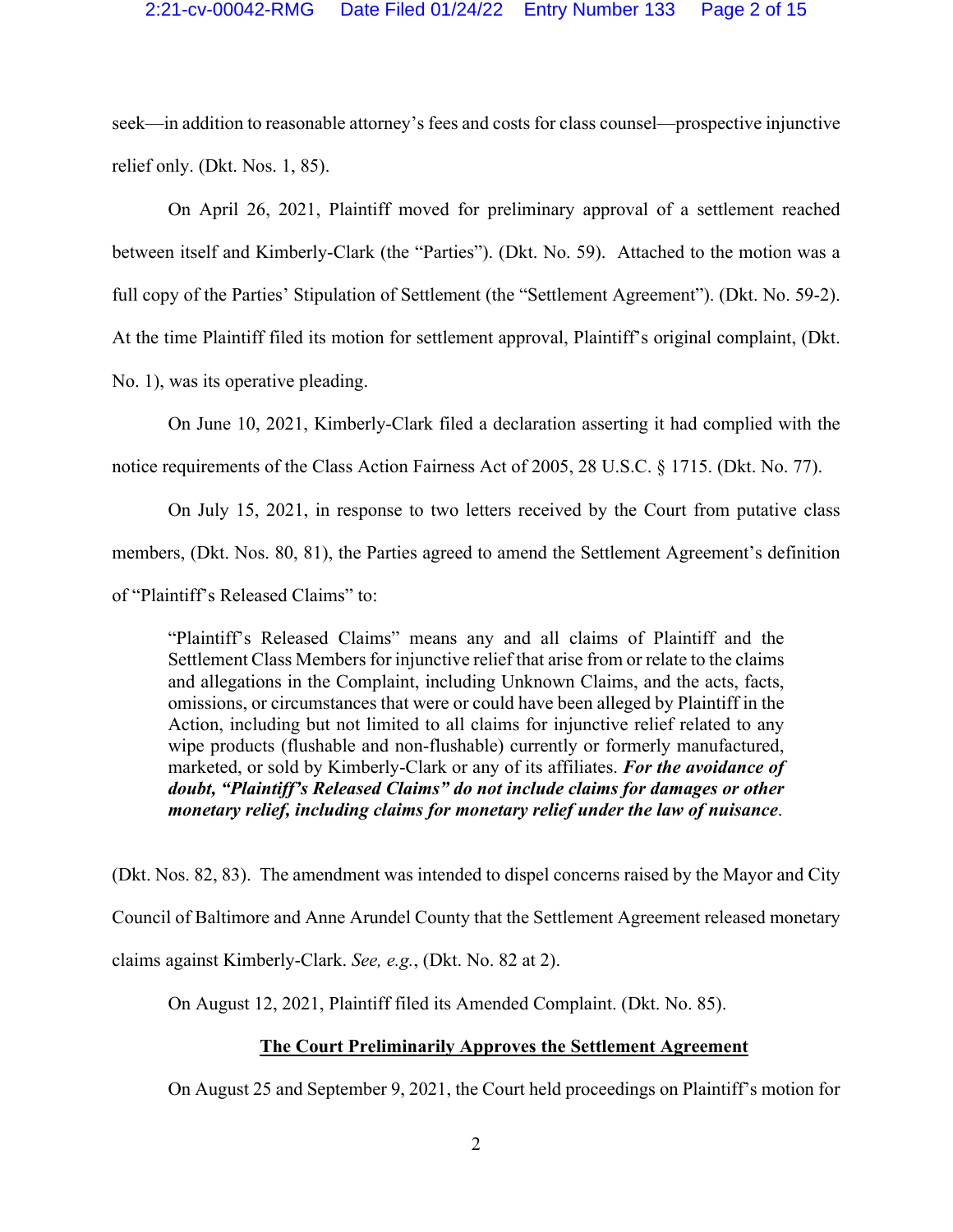seek—in addition to reasonable attorney's fees and costs for class counsel—prospective injunctive relief only. (Dkt. Nos. 1, 85).

On April 26, 2021, Plaintiff moved for preliminary approval of a settlement reached between itself and Kimberly-Clark (the "Parties"). (Dkt. No. 59). Attached to the motion was a full copy of the Parties' Stipulation of Settlement (the "Settlement Agreement"). (Dkt. No. 59-2). At the time Plaintiff filed its motion for settlement approval, Plaintiff's original complaint, (Dkt. No. 1), was its operative pleading.

On June 10, 2021, Kimberly-Clark filed a declaration asserting it had complied with the notice requirements of the Class Action Fairness Act of 2005, 28 U.S.C. § 1715. (Dkt. No. 77).

On July 15, 2021, in response to two letters received by the Court from putative class members, (Dkt. Nos. 80, 81), the Parties agreed to amend the Settlement Agreement's definition of "Plaintiff's Released Claims" to:

> "Plaintiff's Released Claims" means any and all claims of Plaintiff and the Settlement Class Members for injunctive relief that arise from or relate to the claims and allegations in the Complaint, including Unknown Claims, and the acts, facts, omissions, or circumstances that were or could have been alleged by Plaintiff in the Action, including but not limited to all claims for injunctive relief related to any wipe products (flushable and non-flushable) currently or formerly manufactured, marketed, or sold by Kimberly-Clark or any of its affiliates. ***For the avoidance of doubt, "Plaintiff's Released Claims" do not include claims for damages or other monetary relief, including claims for monetary relief under the law of nuisance***.

(Dkt. Nos. 82, 83). The amendment was intended to dispel concerns raised by the Mayor and City Council of Baltimore and Anne Arundel County that the Settlement Agreement released monetary claims against Kimberly-Clark. *See, e.g.*, (Dkt. No. 82 at 2).

On August 12, 2021, Plaintiff filed its Amended Complaint. (Dkt. No. 85).

## <u>**The Court Preliminarily Approves the Settlement Agreement**</u>

On August 25 and September 9, 2021, the Court held proceedings on Plaintiff's motion for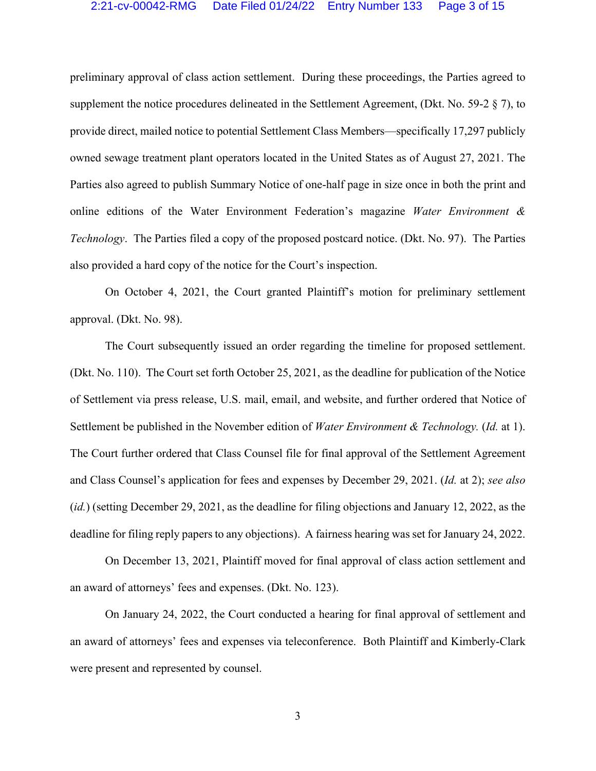preliminary approval of class action settlement. During these proceedings, the Parties agreed to supplement the notice procedures delineated in the Settlement Agreement, (Dkt. No. 59-2 § 7), to provide direct, mailed notice to potential Settlement Class Members—specifically 17,297 publicly owned sewage treatment plant operators located in the United States as of August 27, 2021. The Parties also agreed to publish Summary Notice of one-half page in size once in both the print and online editions of the Water Environment Federation's magazine *Water Environment & Technology*. The Parties filed a copy of the proposed postcard notice. (Dkt. No. 97). The Parties also provided a hard copy of the notice for the Court's inspection.

On October 4, 2021, the Court granted Plaintiff's motion for preliminary settlement approval. (Dkt. No. 98).

The Court subsequently issued an order regarding the timeline for proposed settlement. (Dkt. No. 110). The Court set forth October 25, 2021, as the deadline for publication of the Notice of Settlement via press release, U.S. mail, email, and website, and further ordered that Notice of Settlement be published in the November edition of *Water Environment & Technology.* (*Id.* at 1). The Court further ordered that Class Counsel file for final approval of the Settlement Agreement and Class Counsel's application for fees and expenses by December 29, 2021. (*Id.* at 2); *see also* (*id.*) (setting December 29, 2021, as the deadline for filing objections and January 12, 2022, as the deadline for filing reply papers to any objections). A fairness hearing was set for January 24, 2022.

On December 13, 2021, Plaintiff moved for final approval of class action settlement and an award of attorneys' fees and expenses. (Dkt. No. 123).

On January 24, 2022, the Court conducted a hearing for final approval of settlement and an award of attorneys' fees and expenses via teleconference. Both Plaintiff and Kimberly-Clark were present and represented by counsel.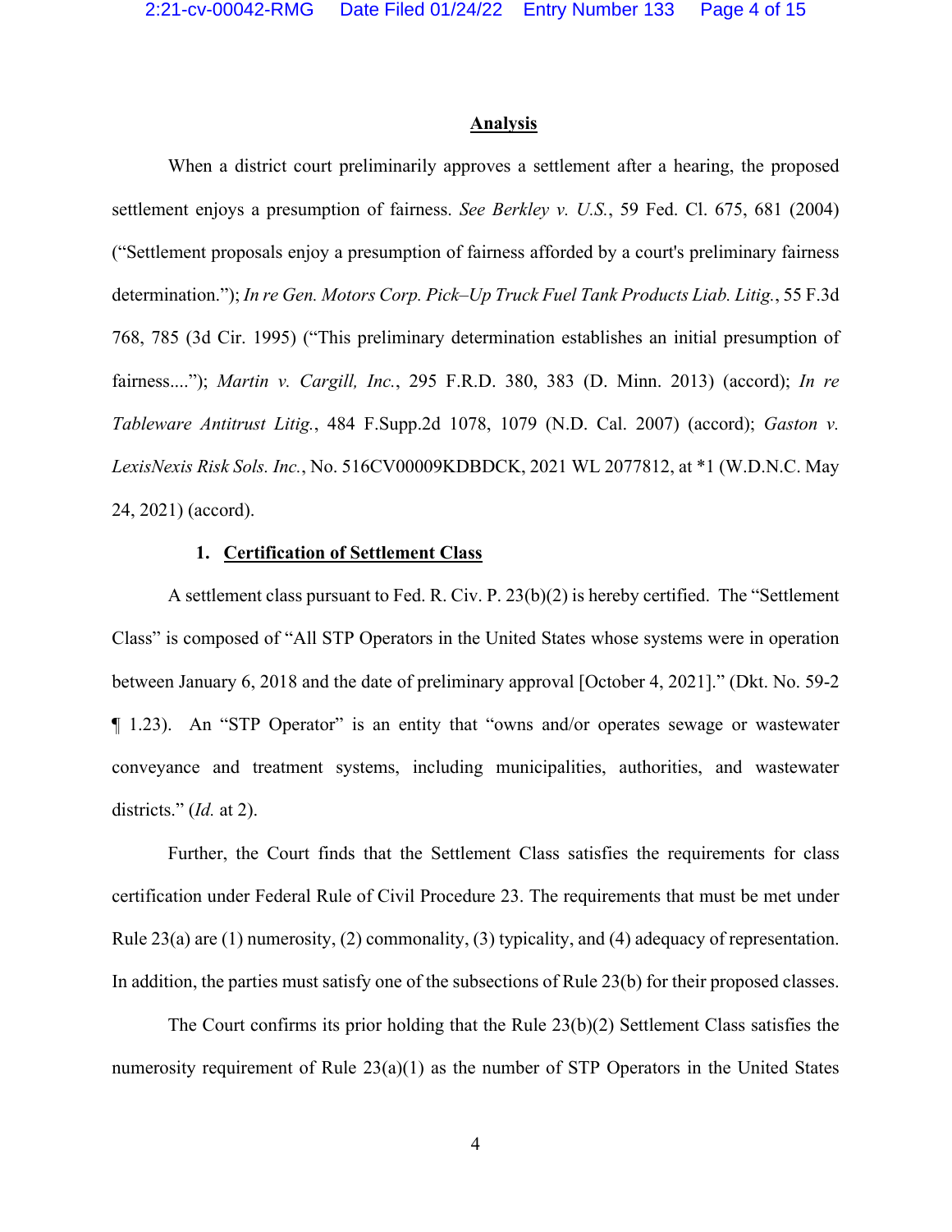## Analysis

When a district court preliminarily approves a settlement after a hearing, the proposed settlement enjoys a presumption of fairness. *See Berkley v. U.S.*, 59 Fed. Cl. 675, 681 (2004) ("Settlement proposals enjoy a presumption of fairness afforded by a court's preliminary fairness determination."); *In re Gen. Motors Corp. Pick–Up Truck Fuel Tank Products Liab. Litig.*, 55 F.3d 768, 785 (3d Cir. 1995) ("This preliminary determination establishes an initial presumption of fairness...."); *Martin v. Cargill, Inc.*, 295 F.R.D. 380, 383 (D. Minn. 2013) (accord); *In re Tableware Antitrust Litig.*, 484 F.Supp.2d 1078, 1079 (N.D. Cal. 2007) (accord); *Gaston v. LexisNexis Risk Sols. Inc.*, No. 516CV00009KDBDCK, 2021 WL 2077812, at *1 (W.D.N.C. May 24, 2021) (accord).

### 1. Certification of Settlement Class

A settlement class pursuant to Fed. R. Civ. P. 23(b)(2) is hereby certified. The "Settlement Class" is composed of "All STP Operators in the United States whose systems were in operation between January 6, 2018 and the date of preliminary approval [October 4, 2021]." (Dkt. No. 59-2 ¶ 1.23). An "STP Operator" is an entity that "owns and/or operates sewage or wastewater conveyance and treatment systems, including municipalities, authorities, and wastewater districts." (*Id.* at 2).

Further, the Court finds that the Settlement Class satisfies the requirements for class certification under Federal Rule of Civil Procedure 23. The requirements that must be met under Rule 23(a) are (1) numerosity, (2) commonality, (3) typicality, and (4) adequacy of representation. In addition, the parties must satisfy one of the subsections of Rule 23(b) for their proposed classes.

The Court confirms its prior holding that the Rule 23(b)(2) Settlement Class satisfies the numerosity requirement of Rule 23(a)(1) as the number of STP Operators in the United States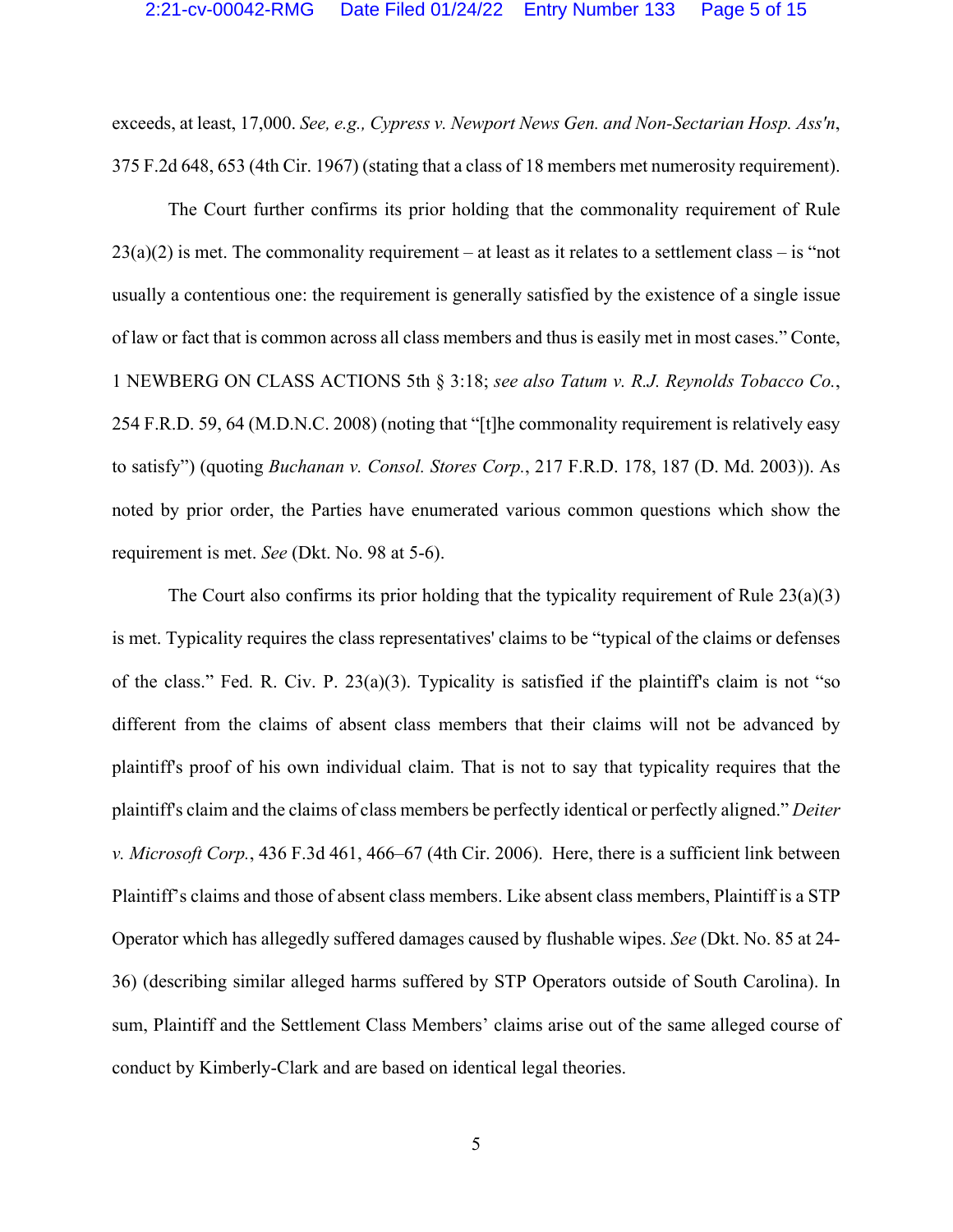exceeds, at least, 17,000. *See, e.g., Cypress v. Newport News Gen. and Non-Sectarian Hosp. Ass'n*, 375 F.2d 648, 653 (4th Cir. 1967) (stating that a class of 18 members met numerosity requirement).

The Court further confirms its prior holding that the commonality requirement of Rule 23(a)(2) is met. The commonality requirement – at least as it relates to a settlement class – is "not usually a contentious one: the requirement is generally satisfied by the existence of a single issue of law or fact that is common across all class members and thus is easily met in most cases." Conte, 1 NEWBERG ON CLASS ACTIONS 5th § 3:18; *see also Tatum v. R.J. Reynolds Tobacco Co.*, 254 F.R.D. 59, 64 (M.D.N.C. 2008) (noting that "[t]he commonality requirement is relatively easy to satisfy") (quoting *Buchanan v. Consol. Stores Corp.*, 217 F.R.D. 178, 187 (D. Md. 2003)). As noted by prior order, the Parties have enumerated various common questions which show the requirement is met. *See* (Dkt. No. 98 at 5-6).

The Court also confirms its prior holding that the typicality requirement of Rule 23(a)(3) is met. Typicality requires the class representatives' claims to be "typical of the claims or defenses of the class." Fed. R. Civ. P. 23(a)(3). Typicality is satisfied if the plaintiff's claim is not "so different from the claims of absent class members that their claims will not be advanced by plaintiff's proof of his own individual claim. That is not to say that typicality requires that the plaintiff's claim and the claims of class members be perfectly identical or perfectly aligned." *Deiter v. Microsoft Corp.*, 436 F.3d 461, 466–67 (4th Cir. 2006). Here, there is a sufficient link between Plaintiff's claims and those of absent class members. Like absent class members, Plaintiff is a STP Operator which has allegedly suffered damages caused by flushable wipes. *See* (Dkt. No. 85 at 24-36) (describing similar alleged harms suffered by STP Operators outside of South Carolina). In sum, Plaintiff and the Settlement Class Members' claims arise out of the same alleged course of conduct by Kimberly-Clark and are based on identical legal theories.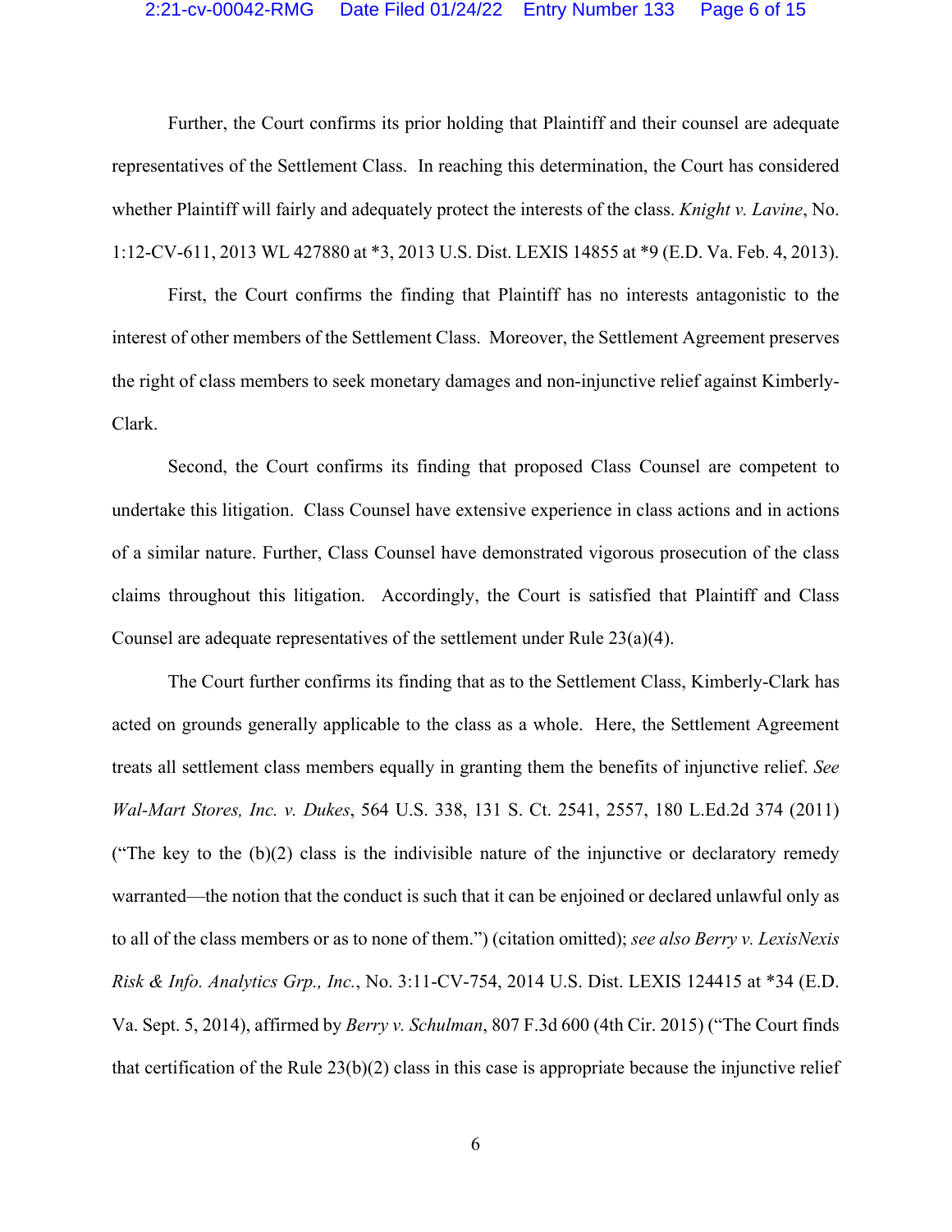Further, the Court confirms its prior holding that Plaintiff and their counsel are adequate representatives of the Settlement Class. In reaching this determination, the Court has considered whether Plaintiff will fairly and adequately protect the interests of the class. *Knight v. Lavine*, No. 1:12-CV-611, 2013 WL 427880 at *3, 2013 U.S. Dist. LEXIS 14855 at *9 (E.D. Va. Feb. 4, 2013).

First, the Court confirms the finding that Plaintiff has no interests antagonistic to the interest of other members of the Settlement Class. Moreover, the Settlement Agreement preserves the right of class members to seek monetary damages and non-injunctive relief against Kimberly-Clark.

Second, the Court confirms its finding that proposed Class Counsel are competent to undertake this litigation. Class Counsel have extensive experience in class actions and in actions of a similar nature. Further, Class Counsel have demonstrated vigorous prosecution of the class claims throughout this litigation. Accordingly, the Court is satisfied that Plaintiff and Class Counsel are adequate representatives of the settlement under Rule 23(a)(4).

The Court further confirms its finding that as to the Settlement Class, Kimberly-Clark has acted on grounds generally applicable to the class as a whole. Here, the Settlement Agreement treats all settlement class members equally in granting them the benefits of injunctive relief. *See Wal-Mart Stores, Inc. v. Dukes*, 564 U.S. 338, 131 S. Ct. 2541, 2557, 180 L.Ed.2d 374 (2011) ("The key to the (b)(2) class is the indivisible nature of the injunctive or declaratory remedy warranted—the notion that the conduct is such that it can be enjoined or declared unlawful only as to all of the class members or as to none of them.") (citation omitted); *see also Berry v. LexisNexis Risk & Info. Analytics Grp., Inc.*, No. 3:11-CV-754, 2014 U.S. Dist. LEXIS 124415 at *34 (E.D. Va. Sept. 5, 2014), affirmed by *Berry v. Schulman*, 807 F.3d 600 (4th Cir. 2015) ("The Court finds that certification of the Rule 23(b)(2) class in this case is appropriate because the injunctive relief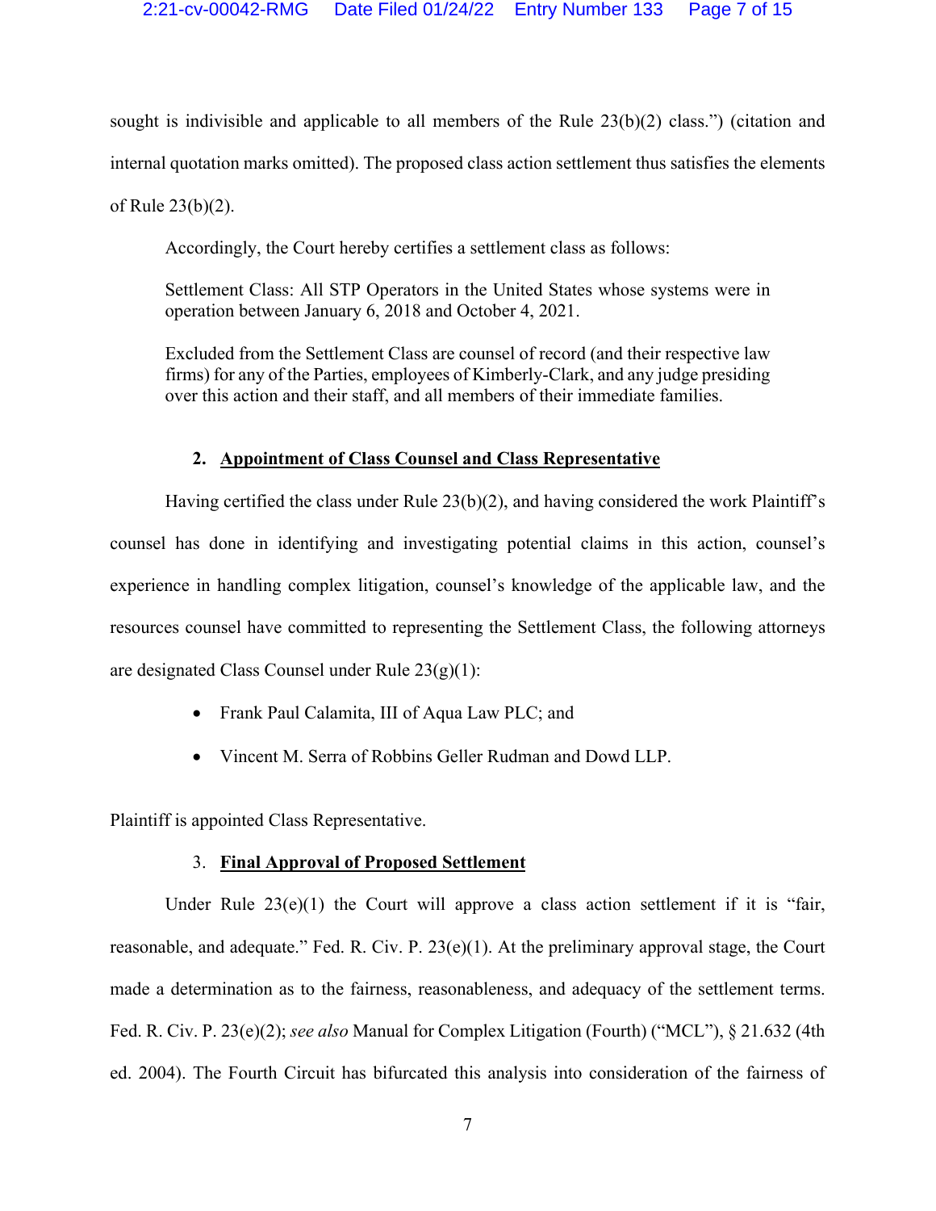sought is indivisible and applicable to all members of the Rule 23(b)(2) class.") (citation and internal quotation marks omitted). The proposed class action settlement thus satisfies the elements of Rule 23(b)(2).

Accordingly, the Court hereby certifies a settlement class as follows:

> Settlement Class: All STP Operators in the United States whose systems were in operation between January 6, 2018 and October 4, 2021.
>
> Excluded from the Settlement Class are counsel of record (and their respective law firms) for any of the Parties, employees of Kimberly-Clark, and any judge presiding over this action and their staff, and all members of their immediate families.

### 2. Appointment of Class Counsel and Class Representative

Having certified the class under Rule 23(b)(2), and having considered the work Plaintiff's counsel has done in identifying and investigating potential claims in this action, counsel's experience in handling complex litigation, counsel's knowledge of the applicable law, and the resources counsel have committed to representing the Settlement Class, the following attorneys are designated Class Counsel under Rule 23(g)(1):

- Frank Paul Calamita, III of Aqua Law PLC; and
- Vincent M. Serra of Robbins Geller Rudman and Dowd LLP.

Plaintiff is appointed Class Representative.

### 3. Final Approval of Proposed Settlement

Under Rule 23(e)(1) the Court will approve a class action settlement if it is "fair, reasonable, and adequate." Fed. R. Civ. P. 23(e)(1). At the preliminary approval stage, the Court made a determination as to the fairness, reasonableness, and adequacy of the settlement terms. Fed. R. Civ. P. 23(e)(2); *see also* Manual for Complex Litigation (Fourth) ("MCL"), § 21.632 (4th ed. 2004). The Fourth Circuit has bifurcated this analysis into consideration of the fairness of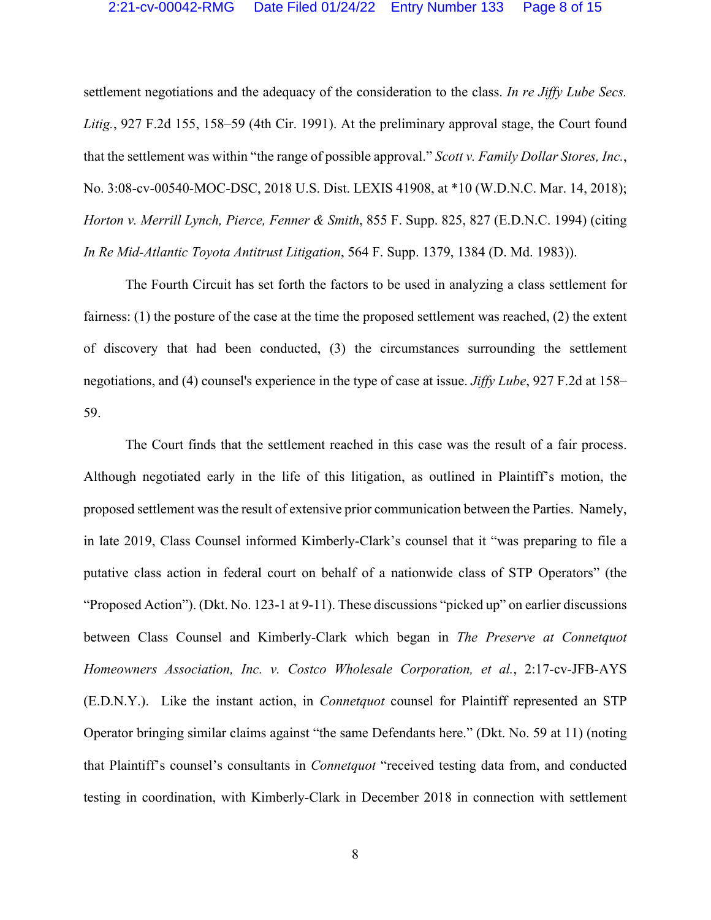settlement negotiations and the adequacy of the consideration to the class. *In re Jiffy Lube Secs. Litig.*, 927 F.2d 155, 158–59 (4th Cir. 1991). At the preliminary approval stage, the Court found that the settlement was within "the range of possible approval." *Scott v. Family Dollar Stores, Inc.*, No. 3:08-cv-00540-MOC-DSC, 2018 U.S. Dist. LEXIS 41908, at *10 (W.D.N.C. Mar. 14, 2018); *Horton v. Merrill Lynch, Pierce, Fenner & Smith*, 855 F. Supp. 825, 827 (E.D.N.C. 1994) (citing *In Re Mid-Atlantic Toyota Antitrust Litigation*, 564 F. Supp. 1379, 1384 (D. Md. 1983)).

The Fourth Circuit has set forth the factors to be used in analyzing a class settlement for fairness: (1) the posture of the case at the time the proposed settlement was reached, (2) the extent of discovery that had been conducted, (3) the circumstances surrounding the settlement negotiations, and (4) counsel's experience in the type of case at issue. *Jiffy Lube*, 927 F.2d at 158–59.

The Court finds that the settlement reached in this case was the result of a fair process. Although negotiated early in the life of this litigation, as outlined in Plaintiff's motion, the proposed settlement was the result of extensive prior communication between the Parties. Namely, in late 2019, Class Counsel informed Kimberly-Clark's counsel that it "was preparing to file a putative class action in federal court on behalf of a nationwide class of STP Operators" (the "Proposed Action"). (Dkt. No. 123-1 at 9-11). These discussions "picked up" on earlier discussions between Class Counsel and Kimberly-Clark which began in *The Preserve at Connetquot Homeowners Association, Inc. v. Costco Wholesale Corporation, et al.*, 2:17-cv-JFB-AYS (E.D.N.Y.). Like the instant action, in *Connetquot* counsel for Plaintiff represented an STP Operator bringing similar claims against "the same Defendants here." (Dkt. No. 59 at 11) (noting that Plaintiff's counsel's consultants in *Connetquot* "received testing data from, and conducted testing in coordination, with Kimberly-Clark in December 2018 in connection with settlement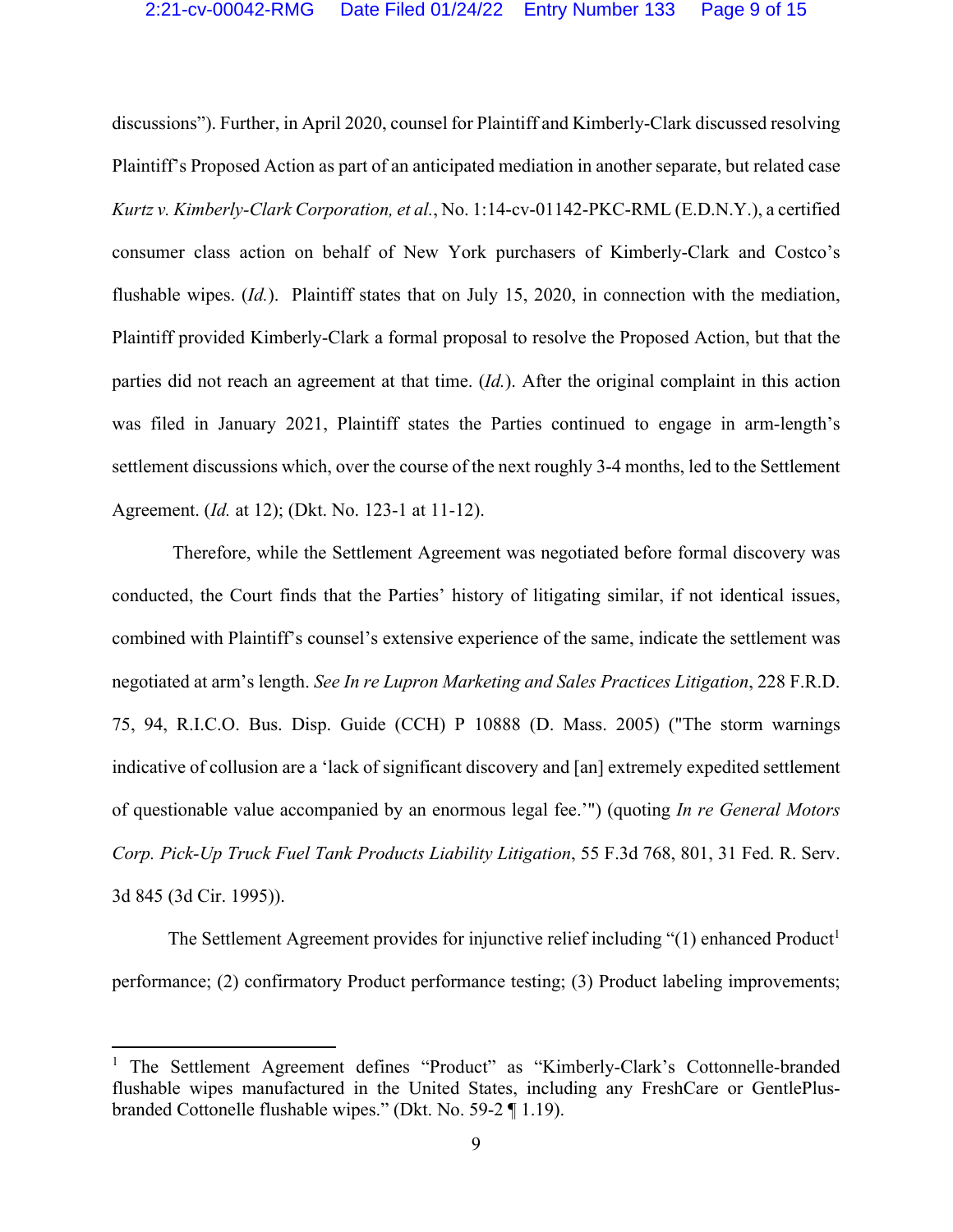discussions"). Further, in April 2020, counsel for Plaintiff and Kimberly-Clark discussed resolving Plaintiff's Proposed Action as part of an anticipated mediation in another separate, but related case *Kurtz v. Kimberly-Clark Corporation, et al.*, No. 1:14-cv-01142-PKC-RML (E.D.N.Y.), a certified consumer class action on behalf of New York purchasers of Kimberly-Clark and Costco's flushable wipes. (*Id.*). Plaintiff states that on July 15, 2020, in connection with the mediation, Plaintiff provided Kimberly-Clark a formal proposal to resolve the Proposed Action, but that the parties did not reach an agreement at that time. (*Id.*). After the original complaint in this action was filed in January 2021, Plaintiff states the Parties continued to engage in arm-length's settlement discussions which, over the course of the next roughly 3-4 months, led to the Settlement Agreement. (*Id.* at 12); (Dkt. No. 123-1 at 11-12).

Therefore, while the Settlement Agreement was negotiated before formal discovery was conducted, the Court finds that the Parties' history of litigating similar, if not identical issues, combined with Plaintiff's counsel's extensive experience of the same, indicate the settlement was negotiated at arm's length. *See In re Lupron Marketing and Sales Practices Litigation*, 228 F.R.D. 75, 94, R.I.C.O. Bus. Disp. Guide (CCH) P 10888 (D. Mass. 2005) ("The storm warnings indicative of collusion are a 'lack of significant discovery and [an] extremely expedited settlement of questionable value accompanied by an enormous legal fee.'") (quoting *In re General Motors Corp. Pick-Up Truck Fuel Tank Products Liability Litigation*, 55 F.3d 768, 801, 31 Fed. R. Serv. 3d 845 (3d Cir. 1995)).

The Settlement Agreement provides for injunctive relief including "(1) enhanced Product[1] performance; (2) confirmatory Product performance testing; (3) Product labeling improvements;

---

[1] The Settlement Agreement defines "Product" as "Kimberly-Clark's Cottonnelle-branded flushable wipes manufactured in the United States, including any FreshCare or GentlePlus-branded Cottonelle flushable wipes." (Dkt. No. 59-2 ¶ 1.19).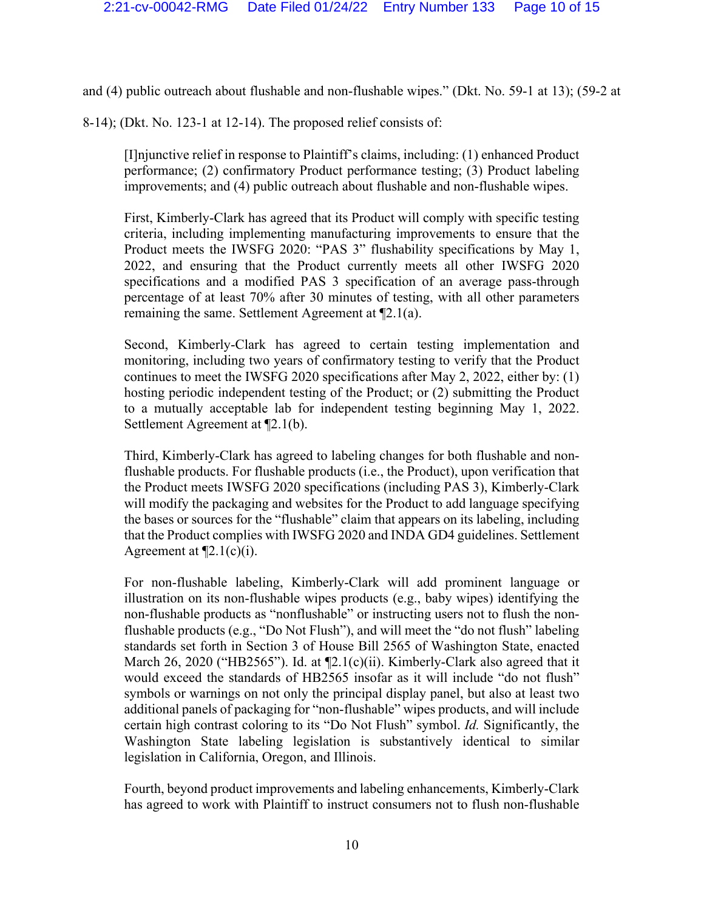and (4) public outreach about flushable and non-flushable wipes." (Dkt. No. 59-1 at 13); (59-2 at 8-14); (Dkt. No. 123-1 at 12-14). The proposed relief consists of:

> [I]njunctive relief in response to Plaintiff's claims, including: (1) enhanced Product performance; (2) confirmatory Product performance testing; (3) Product labeling improvements; and (4) public outreach about flushable and non-flushable wipes.
>
> First, Kimberly-Clark has agreed that its Product will comply with specific testing criteria, including implementing manufacturing improvements to ensure that the Product meets the IWSFG 2020: "PAS 3" flushability specifications by May 1, 2022, and ensuring that the Product currently meets all other IWSFG 2020 specifications and a modified PAS 3 specification of an average pass-through percentage of at least 70% after 30 minutes of testing, with all other parameters remaining the same. Settlement Agreement at ¶2.1(a).
>
> Second, Kimberly-Clark has agreed to certain testing implementation and monitoring, including two years of confirmatory testing to verify that the Product continues to meet the IWSFG 2020 specifications after May 2, 2022, either by: (1) hosting periodic independent testing of the Product; or (2) submitting the Product to a mutually acceptable lab for independent testing beginning May 1, 2022. Settlement Agreement at ¶2.1(b).
>
> Third, Kimberly-Clark has agreed to labeling changes for both flushable and non-flushable products. For flushable products (i.e., the Product), upon verification that the Product meets IWSFG 2020 specifications (including PAS 3), Kimberly-Clark will modify the packaging and websites for the Product to add language specifying the bases or sources for the "flushable" claim that appears on its labeling, including that the Product complies with IWSFG 2020 and INDA GD4 guidelines. Settlement Agreement at ¶2.1(c)(i).
>
> For non-flushable labeling, Kimberly-Clark will add prominent language or illustration on its non-flushable wipes products (e.g., baby wipes) identifying the non-flushable products as "nonflushable" or instructing users not to flush the non-flushable products (e.g., "Do Not Flush"), and will meet the "do not flush" labeling standards set forth in Section 3 of House Bill 2565 of Washington State, enacted March 26, 2020 ("HB2565"). Id. at ¶2.1(c)(ii). Kimberly-Clark also agreed that it would exceed the standards of HB2565 insofar as it will include "do not flush" symbols or warnings on not only the principal display panel, but also at least two additional panels of packaging for "non-flushable" wipes products, and will include certain high contrast coloring to its "Do Not Flush" symbol. *Id.* Significantly, the Washington State labeling legislation is substantively identical to similar legislation in California, Oregon, and Illinois.
>
> Fourth, beyond product improvements and labeling enhancements, Kimberly-Clark has agreed to work with Plaintiff to instruct consumers not to flush non-flushable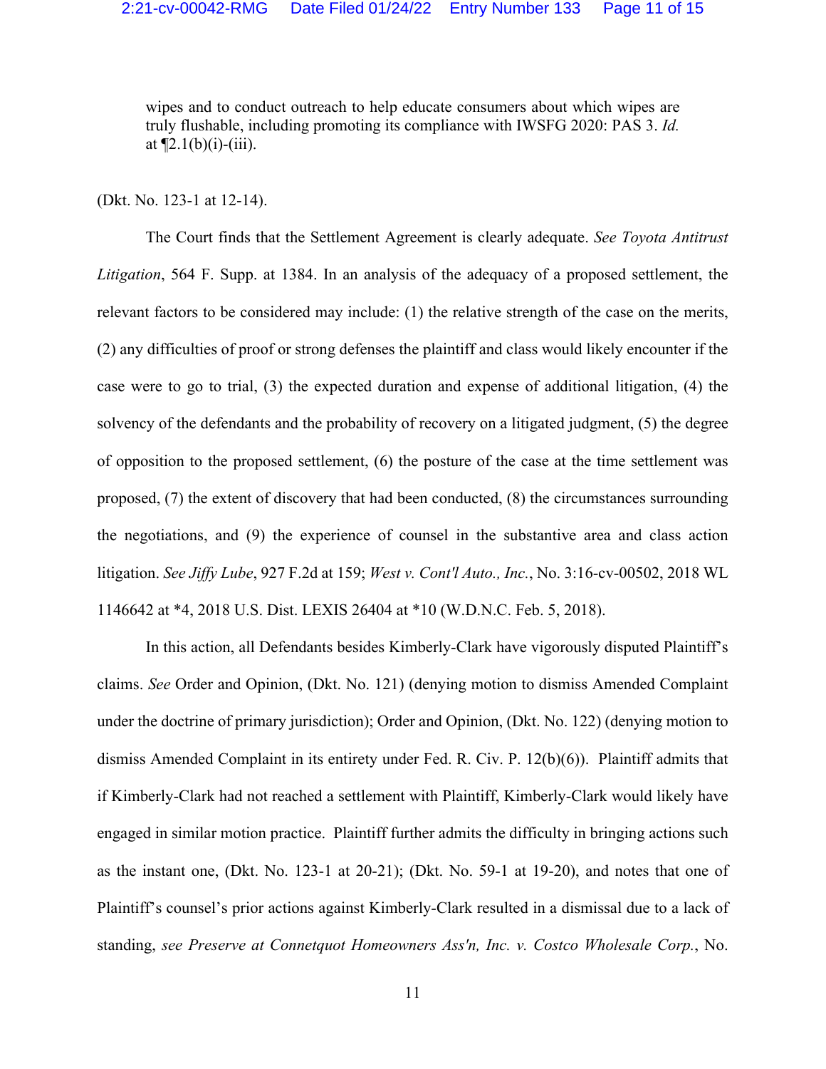wipes and to conduct outreach to help educate consumers about which wipes are truly flushable, including promoting its compliance with IWSFG 2020: PAS 3. *Id.* at ¶2.1(b)(i)-(iii).

(Dkt. No. 123-1 at 12-14).

The Court finds that the Settlement Agreement is clearly adequate. *See Toyota Antitrust Litigation*, 564 F. Supp. at 1384. In an analysis of the adequacy of a proposed settlement, the relevant factors to be considered may include: (1) the relative strength of the case on the merits, (2) any difficulties of proof or strong defenses the plaintiff and class would likely encounter if the case were to go to trial, (3) the expected duration and expense of additional litigation, (4) the solvency of the defendants and the probability of recovery on a litigated judgment, (5) the degree of opposition to the proposed settlement, (6) the posture of the case at the time settlement was proposed, (7) the extent of discovery that had been conducted, (8) the circumstances surrounding the negotiations, and (9) the experience of counsel in the substantive area and class action litigation. *See Jiffy Lube*, 927 F.2d at 159; *West v. Cont'l Auto., Inc.*, No. 3:16-cv-00502, 2018 WL 1146642 at \*4, 2018 U.S. Dist. LEXIS 26404 at \*10 (W.D.N.C. Feb. 5, 2018).

In this action, all Defendants besides Kimberly-Clark have vigorously disputed Plaintiff's claims. *See* Order and Opinion, (Dkt. No. 121) (denying motion to dismiss Amended Complaint under the doctrine of primary jurisdiction); Order and Opinion, (Dkt. No. 122) (denying motion to dismiss Amended Complaint in its entirety under Fed. R. Civ. P. 12(b)(6)). Plaintiff admits that if Kimberly-Clark had not reached a settlement with Plaintiff, Kimberly-Clark would likely have engaged in similar motion practice. Plaintiff further admits the difficulty in bringing actions such as the instant one, (Dkt. No. 123-1 at 20-21); (Dkt. No. 59-1 at 19-20), and notes that one of Plaintiff's counsel's prior actions against Kimberly-Clark resulted in a dismissal due to a lack of standing, *see Preserve at Connetquot Homeowners Ass'n, Inc. v. Costco Wholesale Corp.*, No.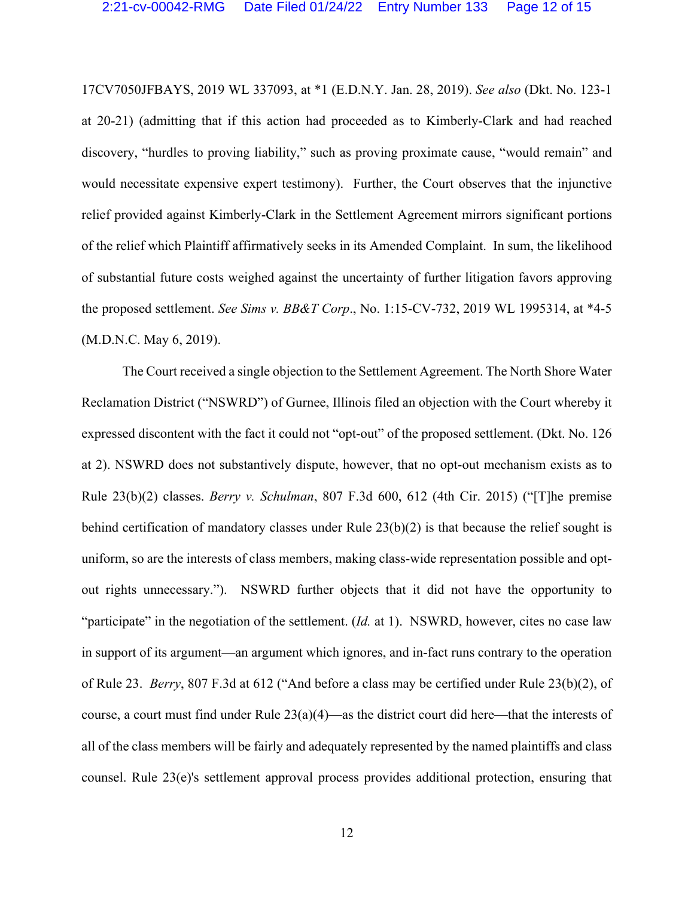17CV7050JFBAYS, 2019 WL 337093, at *1 (E.D.N.Y. Jan. 28, 2019). *See also* (Dkt. No. 123-1 at 20-21) (admitting that if this action had proceeded as to Kimberly-Clark and had reached discovery, "hurdles to proving liability," such as proving proximate cause, "would remain" and would necessitate expensive expert testimony). Further, the Court observes that the injunctive relief provided against Kimberly-Clark in the Settlement Agreement mirrors significant portions of the relief which Plaintiff affirmatively seeks in its Amended Complaint. In sum, the likelihood of substantial future costs weighed against the uncertainty of further litigation favors approving the proposed settlement. *See Sims v. BB&T Corp*., No. 1:15-CV-732, 2019 WL 1995314, at *4-5 (M.D.N.C. May 6, 2019).

The Court received a single objection to the Settlement Agreement. The North Shore Water Reclamation District ("NSWRD") of Gurnee, Illinois filed an objection with the Court whereby it expressed discontent with the fact it could not "opt-out" of the proposed settlement. (Dkt. No. 126 at 2). NSWRD does not substantively dispute, however, that no opt-out mechanism exists as to Rule 23(b)(2) classes. *Berry v. Schulman*, 807 F.3d 600, 612 (4th Cir. 2015) ("[T]he premise behind certification of mandatory classes under Rule 23(b)(2) is that because the relief sought is uniform, so are the interests of class members, making class-wide representation possible and opt-out rights unnecessary."). NSWRD further objects that it did not have the opportunity to "participate" in the negotiation of the settlement. (*Id.* at 1). NSWRD, however, cites no case law in support of its argument—an argument which ignores, and in-fact runs contrary to the operation of Rule 23. *Berry*, 807 F.3d at 612 ("And before a class may be certified under Rule 23(b)(2), of course, a court must find under Rule 23(a)(4)—as the district court did here—that the interests of all of the class members will be fairly and adequately represented by the named plaintiffs and class counsel. Rule 23(e)'s settlement approval process provides additional protection, ensuring that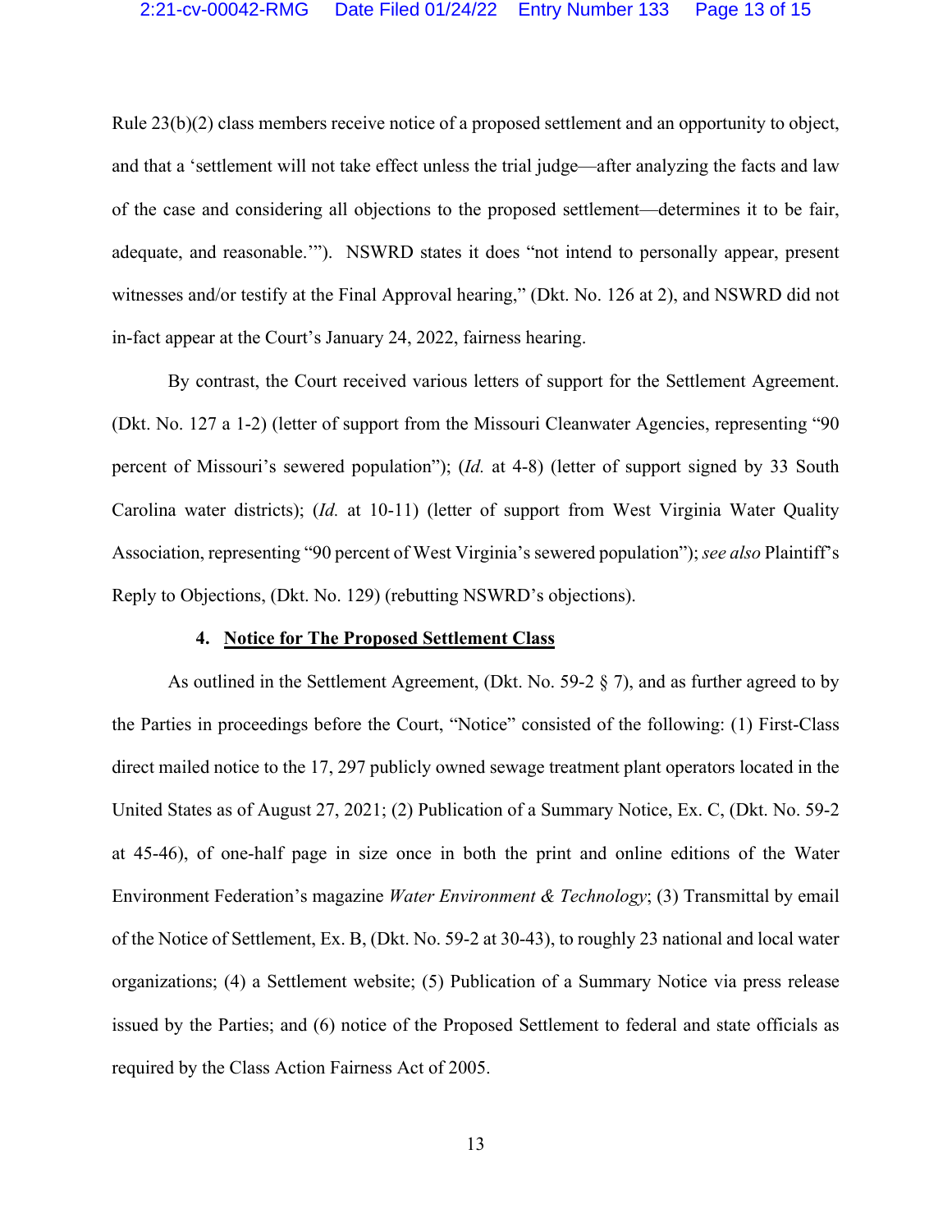Rule 23(b)(2) class members receive notice of a proposed settlement and an opportunity to object, and that a 'settlement will not take effect unless the trial judge—after analyzing the facts and law of the case and considering all objections to the proposed settlement—determines it to be fair, adequate, and reasonable.'"). NSWRD states it does "not intend to personally appear, present witnesses and/or testify at the Final Approval hearing," (Dkt. No. 126 at 2), and NSWRD did not in-fact appear at the Court's January 24, 2022, fairness hearing.

By contrast, the Court received various letters of support for the Settlement Agreement. (Dkt. No. 127 a 1-2) (letter of support from the Missouri Cleanwater Agencies, representing "90 percent of Missouri's sewered population"); (*Id.* at 4-8) (letter of support signed by 33 South Carolina water districts); (*Id.* at 10-11) (letter of support from West Virginia Water Quality Association, representing "90 percent of West Virginia's sewered population"); *see also* Plaintiff's Reply to Objections, (Dkt. No. 129) (rebutting NSWRD's objections).

#### 4. <u>Notice for The Proposed Settlement Class</u>

As outlined in the Settlement Agreement, (Dkt. No. 59-2 § 7), and as further agreed to by the Parties in proceedings before the Court, "Notice" consisted of the following: (1) First-Class direct mailed notice to the 17, 297 publicly owned sewage treatment plant operators located in the United States as of August 27, 2021; (2) Publication of a Summary Notice, Ex. C, (Dkt. No. 59-2 at 45-46), of one-half page in size once in both the print and online editions of the Water Environment Federation's magazine *Water Environment & Technology*; (3) Transmittal by email of the Notice of Settlement, Ex. B, (Dkt. No. 59-2 at 30-43), to roughly 23 national and local water organizations; (4) a Settlement website; (5) Publication of a Summary Notice via press release issued by the Parties; and (6) notice of the Proposed Settlement to federal and state officials as required by the Class Action Fairness Act of 2005.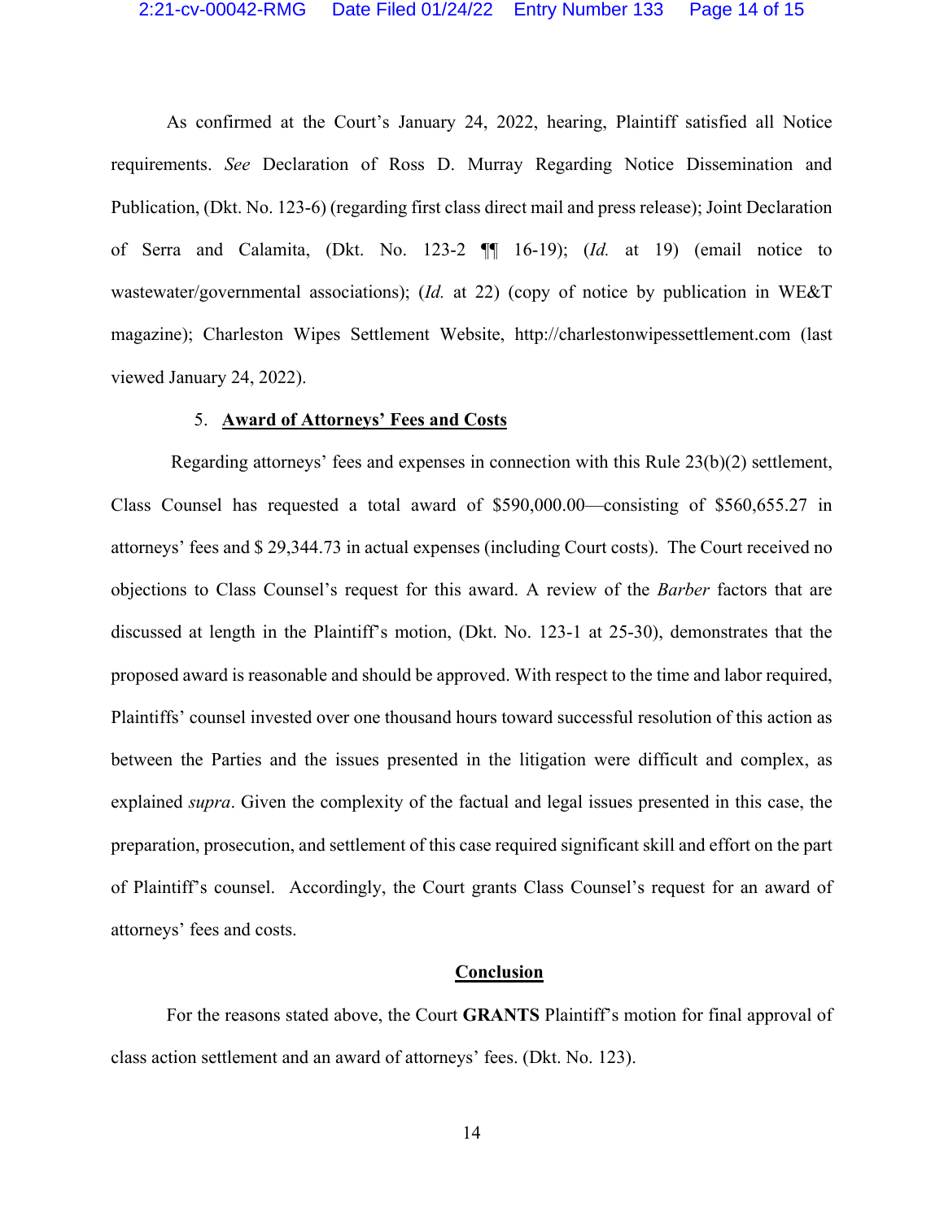As confirmed at the Court's January 24, 2022, hearing, Plaintiff satisfied all Notice requirements. *See* Declaration of Ross D. Murray Regarding Notice Dissemination and Publication, (Dkt. No. 123-6) (regarding first class direct mail and press release); Joint Declaration of Serra and Calamita, (Dkt. No. 123-2 ¶¶ 16-19); (*Id.* at 19) (email notice to wastewater/governmental associations); (*Id.* at 22) (copy of notice by publication in WE&T magazine); Charleston Wipes Settlement Website, http://charlestonwipessettlement.com (last viewed January 24, 2022).

5. **Award of Attorneys' Fees and Costs**

Regarding attorneys' fees and expenses in connection with this Rule 23(b)(2) settlement, Class Counsel has requested a total award of $590,000.00—consisting of $560,655.27 in attorneys' fees and $ 29,344.73 in actual expenses (including Court costs). The Court received no objections to Class Counsel's request for this award. A review of the *Barber* factors that are discussed at length in the Plaintiff's motion, (Dkt. No. 123-1 at 25-30), demonstrates that the proposed award is reasonable and should be approved. With respect to the time and labor required, Plaintiffs' counsel invested over one thousand hours toward successful resolution of this action as between the Parties and the issues presented in the litigation were difficult and complex, as explained *supra*. Given the complexity of the factual and legal issues presented in this case, the preparation, prosecution, and settlement of this case required significant skill and effort on the part of Plaintiff's counsel. Accordingly, the Court grants Class Counsel's request for an award of attorneys' fees and costs.

## Conclusion

For the reasons stated above, the Court **GRANTS** Plaintiff's motion for final approval of class action settlement and an award of attorneys' fees. (Dkt. No. 123).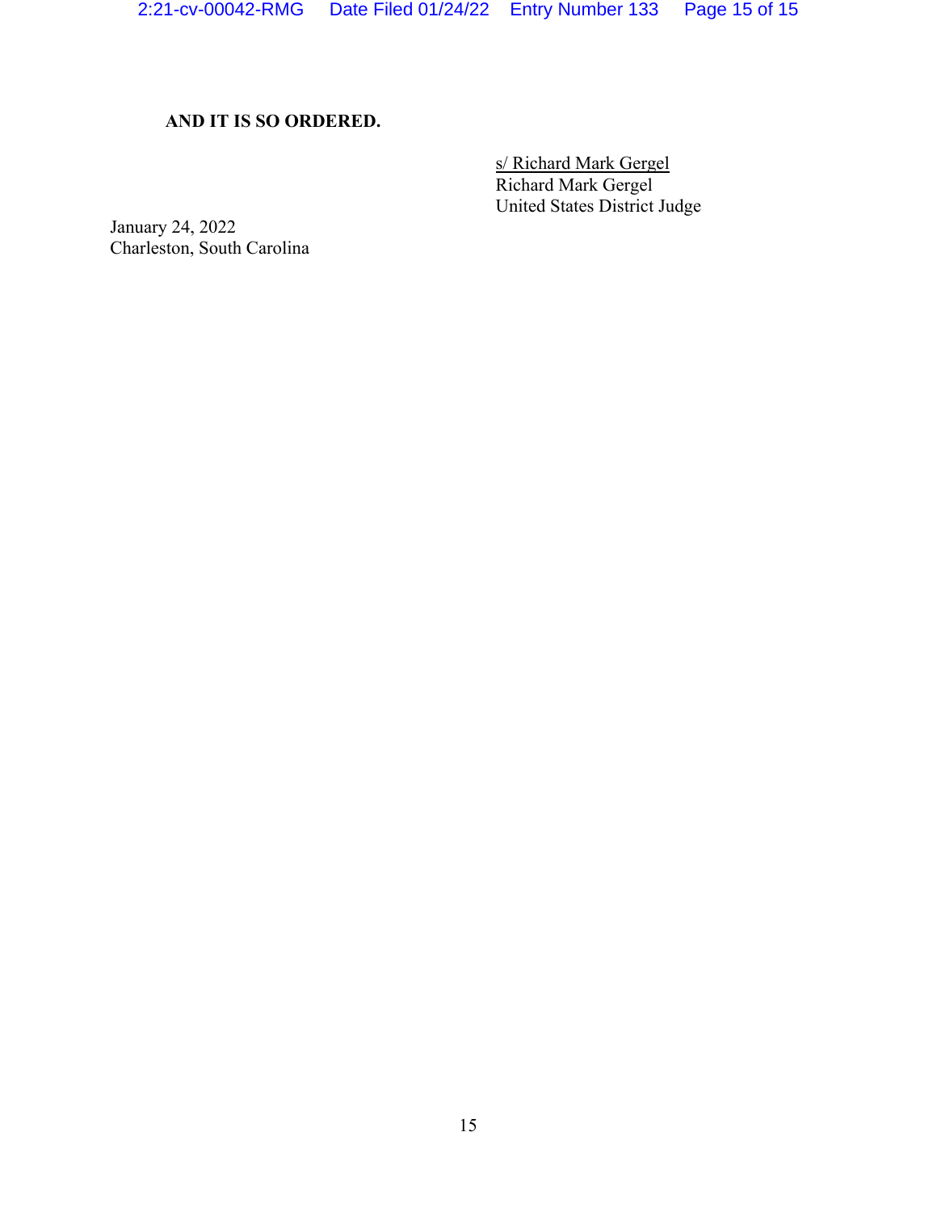**AND IT IS SO ORDERED.**

s/ Richard Mark Gergel
Richard Mark Gergel
United States District Judge

January 24, 2022
Charleston, South Carolina